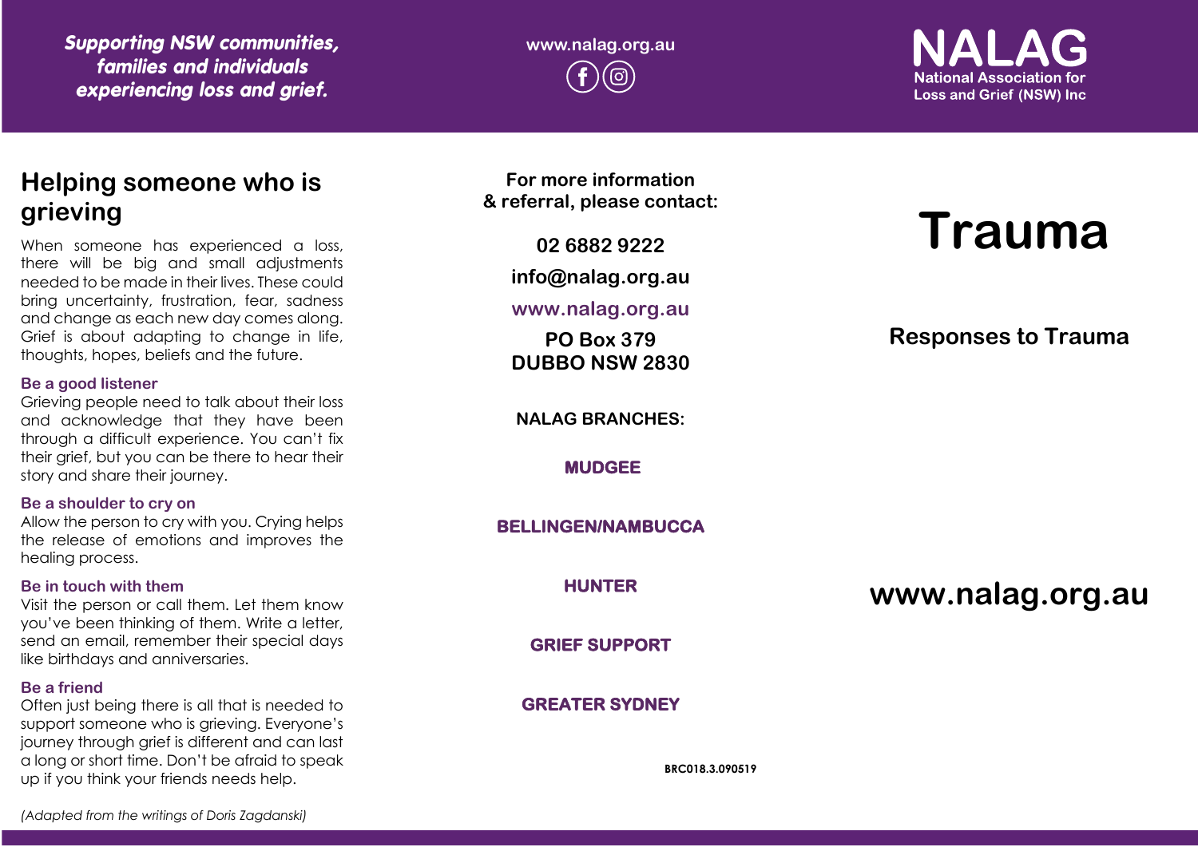*Supporting NSW communities, families and individuals experiencing loss and grief.*

www.nalag.org.au

**NALAG**
National Association for Loss and Grief (NSW) Inc

## Helping someone who is grieving

When someone has experienced a loss, there will be big and small adjustments needed to be made in their lives. These could bring uncertainty, frustration, fear, sadness and change as each new day comes along. Grief is about adapting to change in life, thoughts, hopes, beliefs and the future.

### Be a good listener

Grieving people need to talk about their loss and acknowledge that they have been through a difficult experience. You can't fix their grief, but you can be there to hear their story and share their journey.

### Be a shoulder to cry on

Allow the person to cry with you. Crying helps the release of emotions and improves the healing process.

### Be in touch with them

Visit the person or call them. Let them know you've been thinking of them. Write a letter, send an email, remember their special days like birthdays and anniversaries.

### Be a friend

Often just being there is all that is needed to support someone who is grieving. Everyone's journey through grief is different and can last a long or short time. Don't be afraid to speak up if you think your friends needs help.

*(Adapted from the writings of Doris Zagdanski)*

**For more information & referral, please contact:**

**02 6882 9222**

**info@nalag.org.au**

**www.nalag.org.au**

**PO Box 379**
**DUBBO NSW 2830**

**NALAG BRANCHES:**

**MUDGEE**

**BELLINGEN/NAMBUCCA**

**HUNTER**

**GRIEF SUPPORT**

**GREATER SYDNEY**

BRC018.3.090519

# Trauma

## Responses to Trauma

**www.nalag.org.au**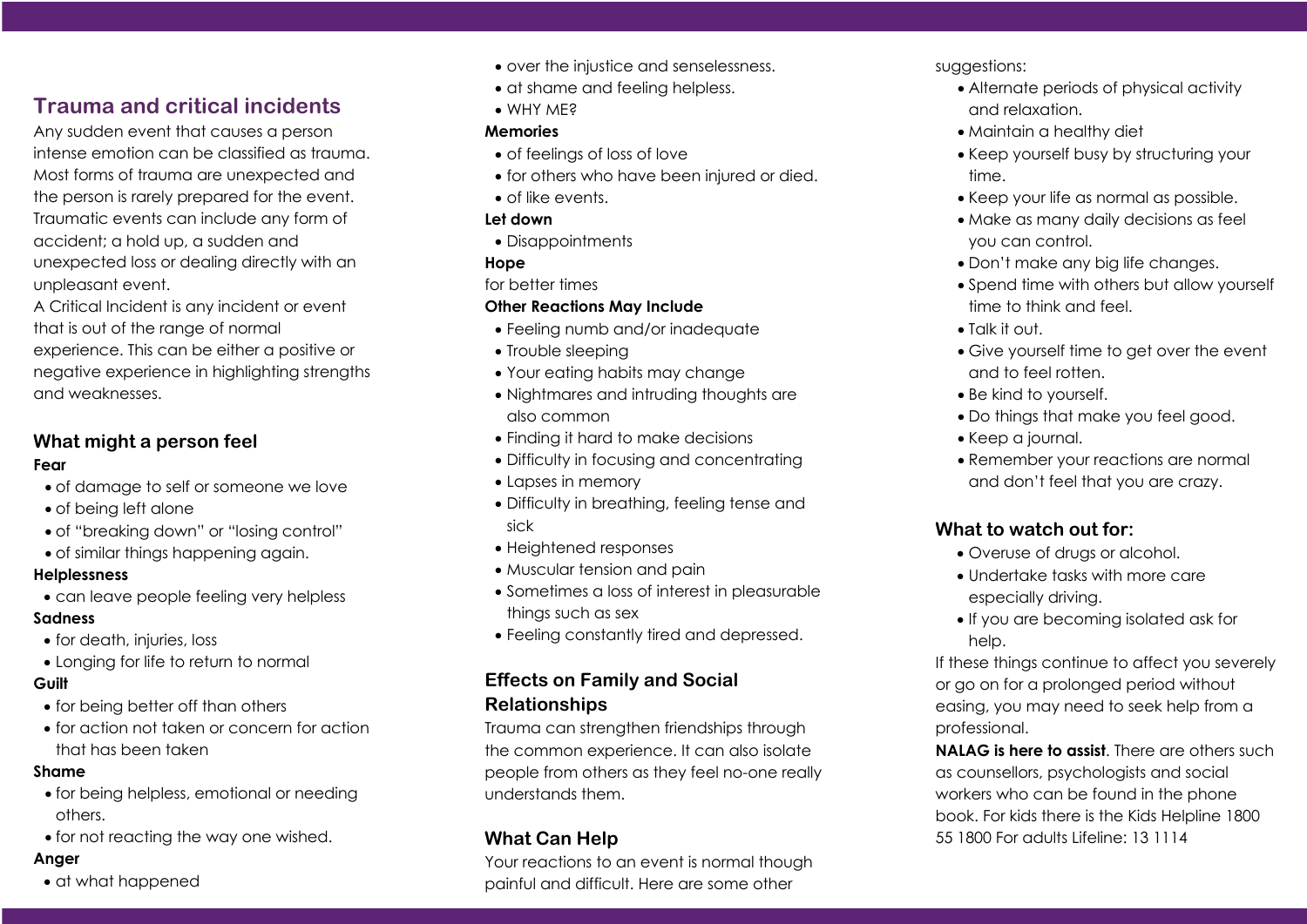## Trauma and critical incidents

Any sudden event that causes a person intense emotion can be classified as trauma. Most forms of trauma are unexpected and the person is rarely prepared for the event. Traumatic events can include any form of accident; a hold up, a sudden and unexpected loss or dealing directly with an unpleasant event.

A Critical Incident is any incident or event that is out of the range of normal experience. This can be either a positive or negative experience in highlighting strengths and weaknesses.

### What might a person feel

**Fear**

- of damage to self or someone we love
- of being left alone
- of "breaking down" or "losing control"
- of similar things happening again.

**Helplessness**

- can leave people feeling very helpless

**Sadness**

- for death, injuries, loss
- Longing for life to return to normal

**Guilt**

- for being better off than others
- for action not taken or concern for action that has been taken

**Shame**

- for being helpless, emotional or needing others.
- for not reacting the way one wished.

**Anger**

- at what happened
- over the injustice and senselessness.
- at shame and feeling helpless.
- WHY ME?

**Memories**

- of feelings of loss of love
- for others who have been injured or died.
- of like events.

**Let down**

- Disappointments

**Hope**

for better times

**Other Reactions May Include**

- Feeling numb and/or inadequate
- Trouble sleeping
- Your eating habits may change
- Nightmares and intruding thoughts are also common
- Finding it hard to make decisions
- Difficulty in focusing and concentrating
- Lapses in memory
- Difficulty in breathing, feeling tense and sick
- Heightened responses
- Muscular tension and pain
- Sometimes a loss of interest in pleasurable things such as sex
- Feeling constantly tired and depressed.

### Effects on Family and Social Relationships

Trauma can strengthen friendships through the common experience. It can also isolate people from others as they feel no-one really understands them.

### What Can Help

Your reactions to an event is normal though painful and difficult. Here are some other suggestions:

- Alternate periods of physical activity and relaxation.
- Maintain a healthy diet
- Keep yourself busy by structuring your time.
- Keep your life as normal as possible.
- Make as many daily decisions as feel you can control.
- Don't make any big life changes.
- Spend time with others but allow yourself time to think and feel.
- Talk it out.
- Give yourself time to get over the event and to feel rotten.
- Be kind to yourself.
- Do things that make you feel good.
- Keep a journal.
- Remember your reactions are normal and don't feel that you are crazy.

### What to watch out for:

- Overuse of drugs or alcohol.
- Undertake tasks with more care especially driving.
- If you are becoming isolated ask for help.

If these things continue to affect you severely or go on for a prolonged period without easing, you may need to seek help from a professional.

**NALAG is here to assist**. There are others such as counsellors, psychologists and social workers who can be found in the phone book. For kids there is the Kids Helpline 1800 55 1800 For adults Lifeline: 13 1114